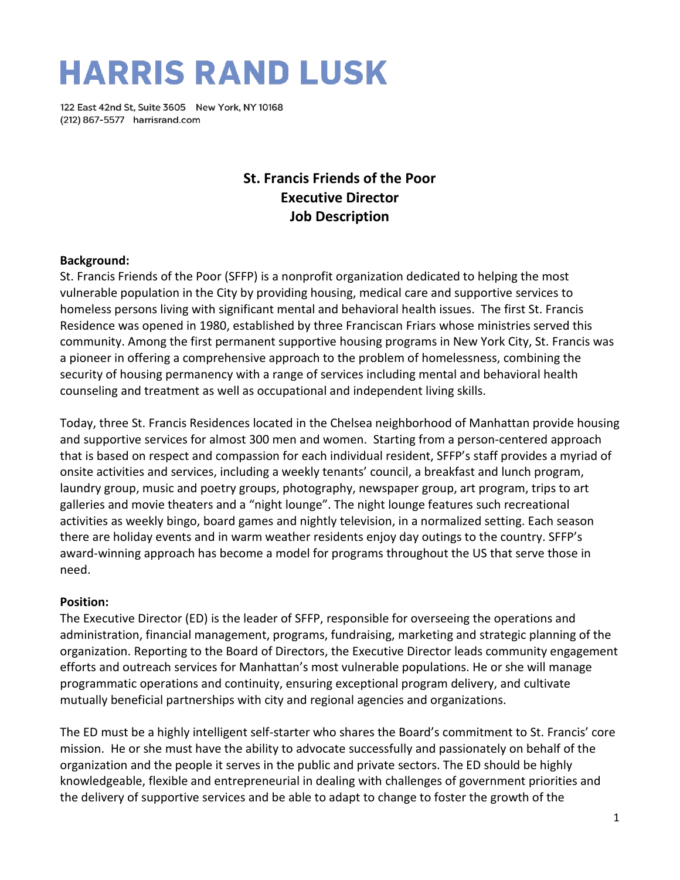# HARRIS RAND LUSK

122 East 42nd St, Suite 3605 New York, NY 10168
(212) 867-5577 harrisrand.com

## St. Francis Friends of the Poor
## Executive Director
## Job Description

**Background:**
St. Francis Friends of the Poor (SFFP) is a nonprofit organization dedicated to helping the most vulnerable population in the City by providing housing, medical care and supportive services to homeless persons living with significant mental and behavioral health issues. The first St. Francis Residence was opened in 1980, established by three Franciscan Friars whose ministries served this community. Among the first permanent supportive housing programs in New York City, St. Francis was a pioneer in offering a comprehensive approach to the problem of homelessness, combining the security of housing permanency with a range of services including mental and behavioral health counseling and treatment as well as occupational and independent living skills.

Today, three St. Francis Residences located in the Chelsea neighborhood of Manhattan provide housing and supportive services for almost 300 men and women. Starting from a person-centered approach that is based on respect and compassion for each individual resident, SFFP's staff provides a myriad of onsite activities and services, including a weekly tenants' council, a breakfast and lunch program, laundry group, music and poetry groups, photography, newspaper group, art program, trips to art galleries and movie theaters and a "night lounge". The night lounge features such recreational activities as weekly bingo, board games and nightly television, in a normalized setting. Each season there are holiday events and in warm weather residents enjoy day outings to the country. SFFP's award-winning approach has become a model for programs throughout the US that serve those in need.

**Position:**
The Executive Director (ED) is the leader of SFFP, responsible for overseeing the operations and administration, financial management, programs, fundraising, marketing and strategic planning of the organization. Reporting to the Board of Directors, the Executive Director leads community engagement efforts and outreach services for Manhattan's most vulnerable populations. He or she will manage programmatic operations and continuity, ensuring exceptional program delivery, and cultivate mutually beneficial partnerships with city and regional agencies and organizations.

The ED must be a highly intelligent self-starter who shares the Board's commitment to St. Francis' core mission. He or she must have the ability to advocate successfully and passionately on behalf of the organization and the people it serves in the public and private sectors. The ED should be highly knowledgeable, flexible and entrepreneurial in dealing with challenges of government priorities and the delivery of supportive services and be able to adapt to change to foster the growth of the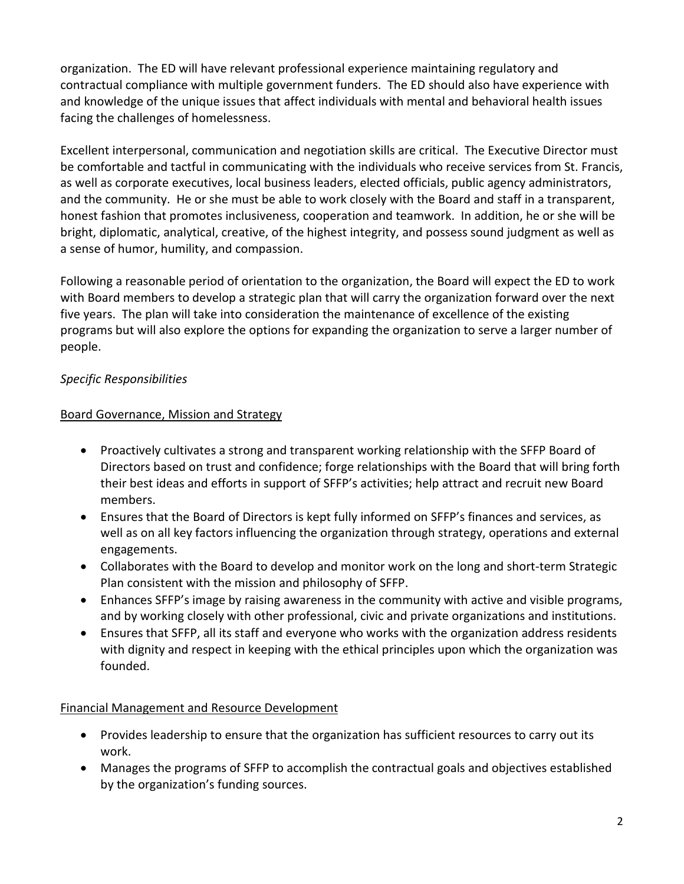organization. The ED will have relevant professional experience maintaining regulatory and contractual compliance with multiple government funders. The ED should also have experience with and knowledge of the unique issues that affect individuals with mental and behavioral health issues facing the challenges of homelessness.

Excellent interpersonal, communication and negotiation skills are critical. The Executive Director must be comfortable and tactful in communicating with the individuals who receive services from St. Francis, as well as corporate executives, local business leaders, elected officials, public agency administrators, and the community. He or she must be able to work closely with the Board and staff in a transparent, honest fashion that promotes inclusiveness, cooperation and teamwork. In addition, he or she will be bright, diplomatic, analytical, creative, of the highest integrity, and possess sound judgment as well as a sense of humor, humility, and compassion.

Following a reasonable period of orientation to the organization, the Board will expect the ED to work with Board members to develop a strategic plan that will carry the organization forward over the next five years. The plan will take into consideration the maintenance of excellence of the existing programs but will also explore the options for expanding the organization to serve a larger number of people.

*Specific Responsibilities*

<u>Board Governance, Mission and Strategy</u>

- Proactively cultivates a strong and transparent working relationship with the SFFP Board of Directors based on trust and confidence; forge relationships with the Board that will bring forth their best ideas and efforts in support of SFFP's activities; help attract and recruit new Board members.
- Ensures that the Board of Directors is kept fully informed on SFFP's finances and services, as well as on all key factors influencing the organization through strategy, operations and external engagements.
- Collaborates with the Board to develop and monitor work on the long and short-term Strategic Plan consistent with the mission and philosophy of SFFP.
- Enhances SFFP's image by raising awareness in the community with active and visible programs, and by working closely with other professional, civic and private organizations and institutions.
- Ensures that SFFP, all its staff and everyone who works with the organization address residents with dignity and respect in keeping with the ethical principles upon which the organization was founded.

<u>Financial Management and Resource Development</u>

- Provides leadership to ensure that the organization has sufficient resources to carry out its work.
- Manages the programs of SFFP to accomplish the contractual goals and objectives established by the organization's funding sources.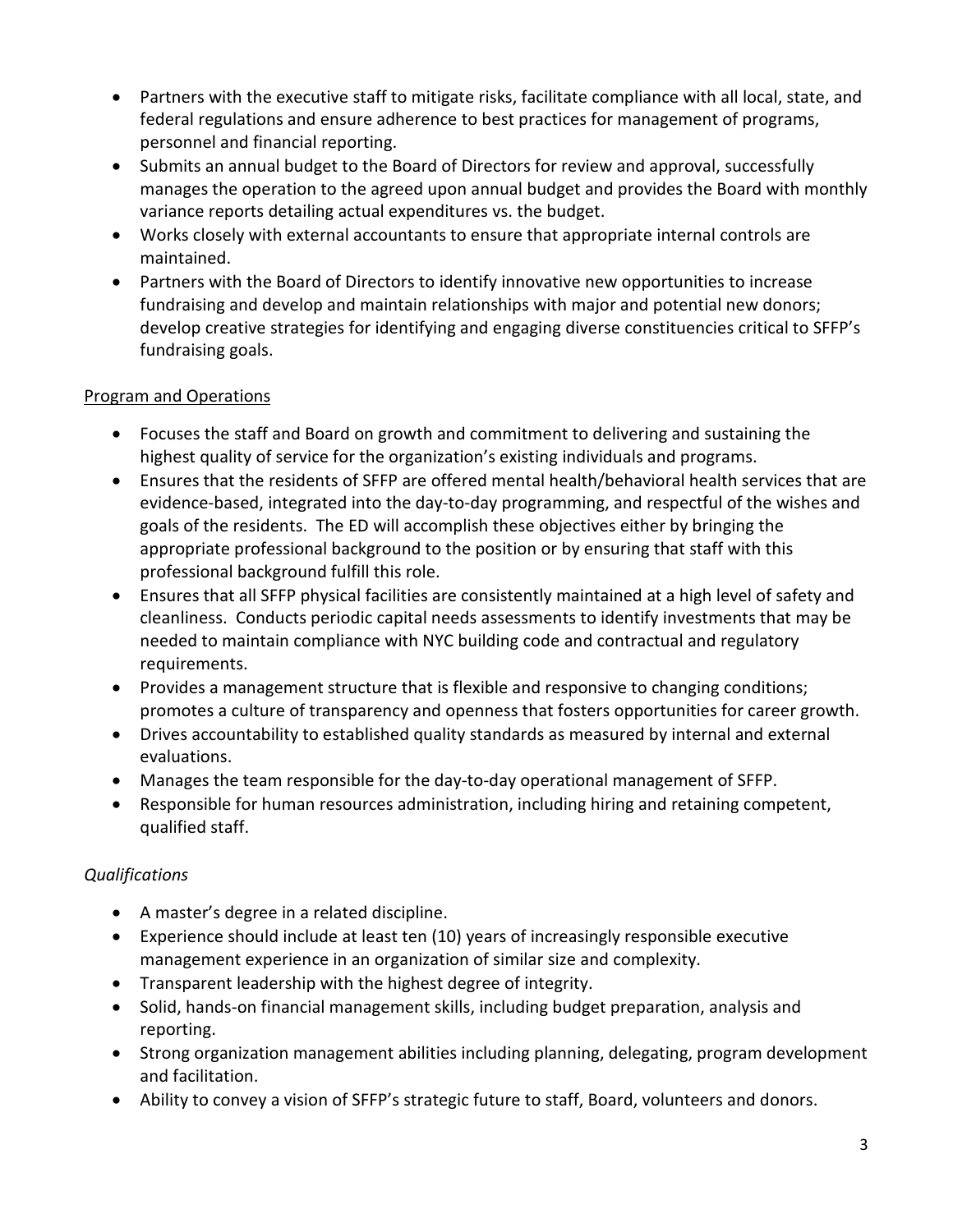- Partners with the executive staff to mitigate risks, facilitate compliance with all local, state, and federal regulations and ensure adherence to best practices for management of programs, personnel and financial reporting.
- Submits an annual budget to the Board of Directors for review and approval, successfully manages the operation to the agreed upon annual budget and provides the Board with monthly variance reports detailing actual expenditures vs. the budget.
- Works closely with external accountants to ensure that appropriate internal controls are maintained.
- Partners with the Board of Directors to identify innovative new opportunities to increase fundraising and develop and maintain relationships with major and potential new donors; develop creative strategies for identifying and engaging diverse constituencies critical to SFFP's fundraising goals.

<u>Program and Operations</u>

- Focuses the staff and Board on growth and commitment to delivering and sustaining the highest quality of service for the organization's existing individuals and programs.
- Ensures that the residents of SFFP are offered mental health/behavioral health services that are evidence-based, integrated into the day-to-day programming, and respectful of the wishes and goals of the residents. The ED will accomplish these objectives either by bringing the appropriate professional background to the position or by ensuring that staff with this professional background fulfill this role.
- Ensures that all SFFP physical facilities are consistently maintained at a high level of safety and cleanliness. Conducts periodic capital needs assessments to identify investments that may be needed to maintain compliance with NYC building code and contractual and regulatory requirements.
- Provides a management structure that is flexible and responsive to changing conditions; promotes a culture of transparency and openness that fosters opportunities for career growth.
- Drives accountability to established quality standards as measured by internal and external evaluations.
- Manages the team responsible for the day-to-day operational management of SFFP.
- Responsible for human resources administration, including hiring and retaining competent, qualified staff.

*Qualifications*

- A master's degree in a related discipline.
- Experience should include at least ten (10) years of increasingly responsible executive management experience in an organization of similar size and complexity.
- Transparent leadership with the highest degree of integrity.
- Solid, hands-on financial management skills, including budget preparation, analysis and reporting.
- Strong organization management abilities including planning, delegating, program development and facilitation.
- Ability to convey a vision of SFFP's strategic future to staff, Board, volunteers and donors.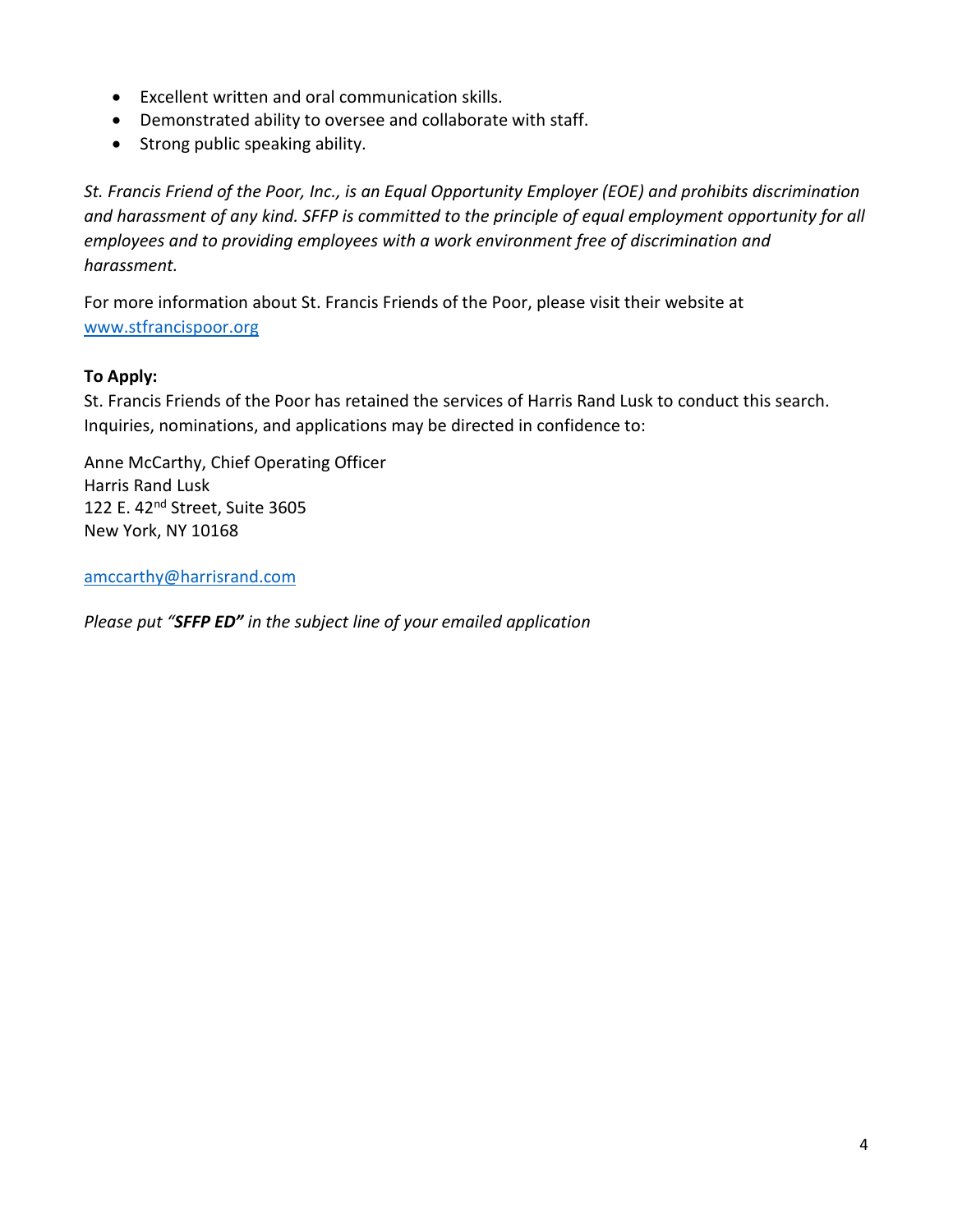- Excellent written and oral communication skills.
- Demonstrated ability to oversee and collaborate with staff.
- Strong public speaking ability.

*St. Francis Friend of the Poor, Inc., is an Equal Opportunity Employer (EOE) and prohibits discrimination and harassment of any kind. SFFP is committed to the principle of equal employment opportunity for all employees and to providing employees with a work environment free of discrimination and harassment.*

For more information about St. Francis Friends of the Poor, please visit their website at [www.stfrancispoor.org](www.stfrancispoor.org)

**To Apply:**

St. Francis Friends of the Poor has retained the services of Harris Rand Lusk to conduct this search. Inquiries, nominations, and applications may be directed in confidence to:

Anne McCarthy, Chief Operating Officer
Harris Rand Lusk
122 E. 42nd Street, Suite 3605
New York, NY 10168

[amccarthy@harrisrand.com](mailto:amccarthy@harrisrand.com)

*Please put "**SFFP ED**" in the subject line of your emailed application*